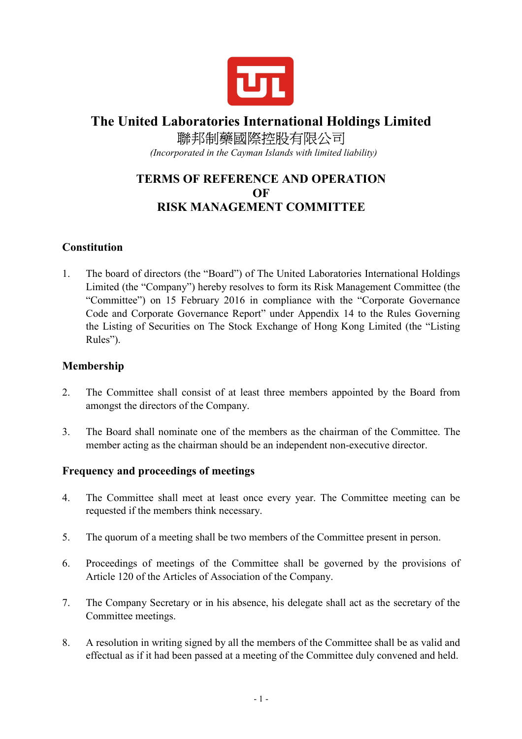# The United Laboratories International Holdings Limited

聯邦制藥國際控股有限公司

*(Incorporated in the Cayman Islands with limited liability)*

## TERMS OF REFERENCE AND OPERATION OF RISK MANAGEMENT COMMITTEE

### Constitution

1. The board of directors (the "Board") of The United Laboratories International Holdings Limited (the "Company") hereby resolves to form its Risk Management Committee (the "Committee") on 15 February 2016 in compliance with the "Corporate Governance Code and Corporate Governance Report" under Appendix 14 to the Rules Governing the Listing of Securities on The Stock Exchange of Hong Kong Limited (the "Listing Rules").

### Membership

2. The Committee shall consist of at least three members appointed by the Board from amongst the directors of the Company.

3. The Board shall nominate one of the members as the chairman of the Committee. The member acting as the chairman should be an independent non-executive director.

### Frequency and proceedings of meetings

4. The Committee shall meet at least once every year. The Committee meeting can be requested if the members think necessary.

5. The quorum of a meeting shall be two members of the Committee present in person.

6. Proceedings of meetings of the Committee shall be governed by the provisions of Article 120 of the Articles of Association of the Company.

7. The Company Secretary or in his absence, his delegate shall act as the secretary of the Committee meetings.

8. A resolution in writing signed by all the members of the Committee shall be as valid and effectual as if it had been passed at a meeting of the Committee duly convened and held.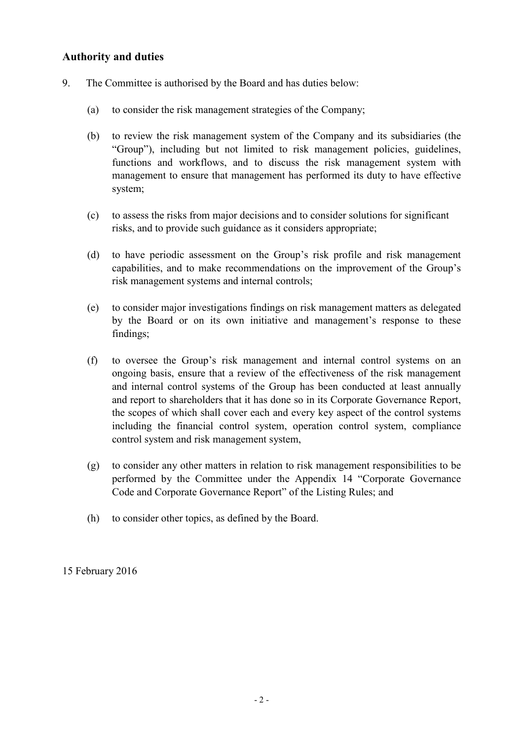## Authority and duties

9. The Committee is authorised by the Board and has duties below:

   (a) to consider the risk management strategies of the Company;

   (b) to review the risk management system of the Company and its subsidiaries (the "Group"), including but not limited to risk management policies, guidelines, functions and workflows, and to discuss the risk management system with management to ensure that management has performed its duty to have effective system;

   (c) to assess the risks from major decisions and to consider solutions for significant risks, and to provide such guidance as it considers appropriate;

   (d) to have periodic assessment on the Group's risk profile and risk management capabilities, and to make recommendations on the improvement of the Group's risk management systems and internal controls;

   (e) to consider major investigations findings on risk management matters as delegated by the Board or on its own initiative and management's response to these findings;

   (f) to oversee the Group's risk management and internal control systems on an ongoing basis, ensure that a review of the effectiveness of the risk management and internal control systems of the Group has been conducted at least annually and report to shareholders that it has done so in its Corporate Governance Report, the scopes of which shall cover each and every key aspect of the control systems including the financial control system, operation control system, compliance control system and risk management system,

   (g) to consider any other matters in relation to risk management responsibilities to be performed by the Committee under the Appendix 14 "Corporate Governance Code and Corporate Governance Report" of the Listing Rules; and

   (h) to consider other topics, as defined by the Board.

15 February 2016